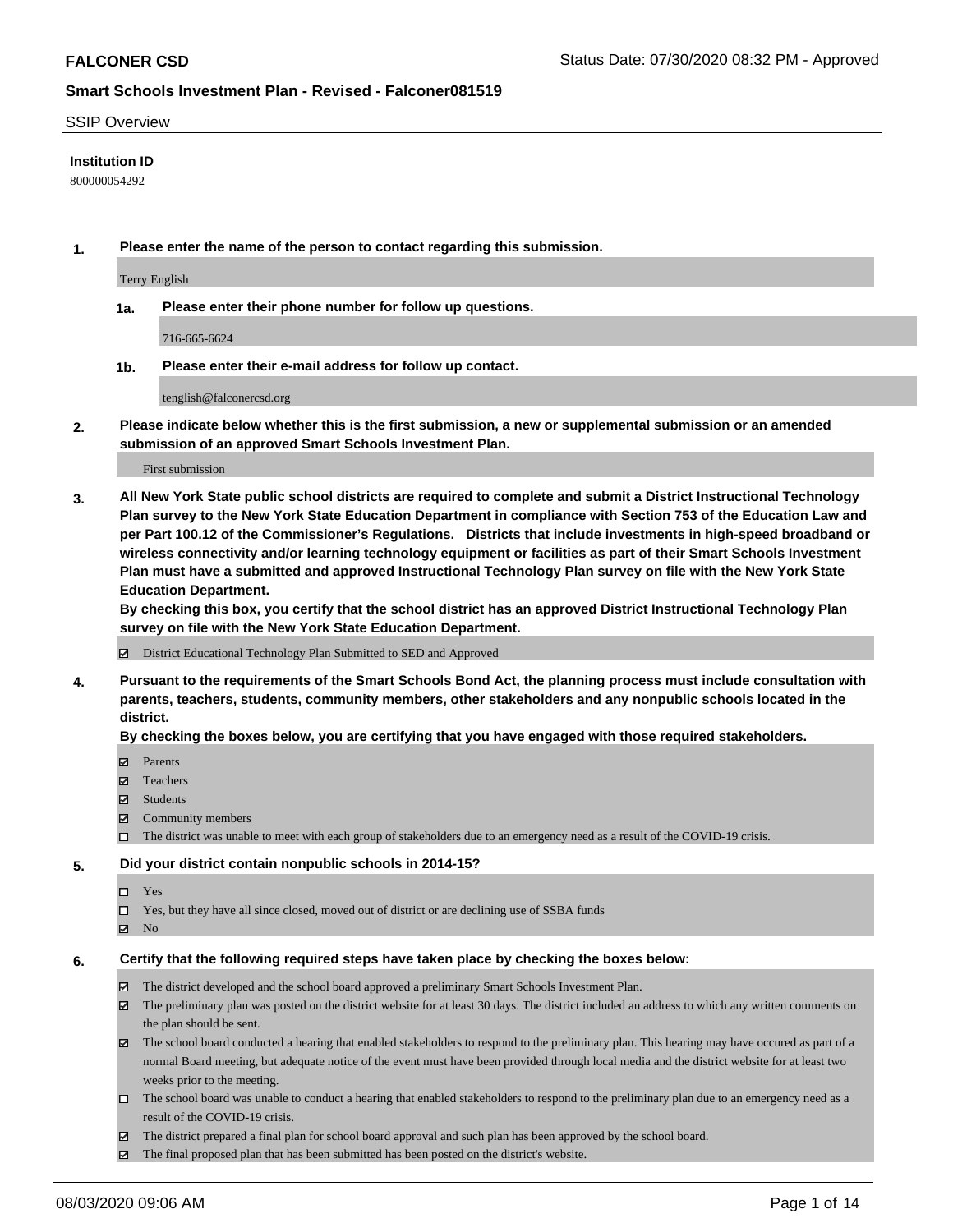FALCONER CSD

Status Date: 07/30/2020 08:32 PM - Approved

## Smart Schools Investment Plan - Revised - Falconer081519

SSIP Overview

**Institution ID**

800000054292

**1. Please enter the name of the person to contact regarding this submission.**

Terry English

**1a. Please enter their phone number for follow up questions.**

716-665-6624

**1b. Please enter their e-mail address for follow up contact.**

tenglish@falconercsd.org

**2. Please indicate below whether this is the first submission, a new or supplemental submission or an amended submission of an approved Smart Schools Investment Plan.**

First submission

**3. All New York State public school districts are required to complete and submit a District Instructional Technology Plan survey to the New York State Education Department in compliance with Section 753 of the Education Law and per Part 100.12 of the Commissioner's Regulations. Districts that include investments in high-speed broadband or wireless connectivity and/or learning technology equipment or facilities as part of their Smart Schools Investment Plan must have a submitted and approved Instructional Technology Plan survey on file with the New York State Education Department.**
**By checking this box, you certify that the school district has an approved District Instructional Technology Plan survey on file with the New York State Education Department.**

- [x] District Educational Technology Plan Submitted to SED and Approved

**4. Pursuant to the requirements of the Smart Schools Bond Act, the planning process must include consultation with parents, teachers, students, community members, other stakeholders and any nonpublic schools located in the district.**
**By checking the boxes below, you are certifying that you have engaged with those required stakeholders.**

- [x] Parents
- [x] Teachers
- [x] Students
- [x] Community members
- [ ] The district was unable to meet with each group of stakeholders due to an emergency need as a result of the COVID-19 crisis.

**5. Did your district contain nonpublic schools in 2014-15?**

- [ ] Yes
- [ ] Yes, but they have all since closed, moved out of district or are declining use of SSBA funds
- [x] No

**6. Certify that the following required steps have taken place by checking the boxes below:**

- [x] The district developed and the school board approved a preliminary Smart Schools Investment Plan.
- [x] The preliminary plan was posted on the district website for at least 30 days. The district included an address to which any written comments on the plan should be sent.
- [x] The school board conducted a hearing that enabled stakeholders to respond to the preliminary plan. This hearing may have occured as part of a normal Board meeting, but adequate notice of the event must have been provided through local media and the district website for at least two weeks prior to the meeting.
- [ ] The school board was unable to conduct a hearing that enabled stakeholders to respond to the preliminary plan due to an emergency need as a result of the COVID-19 crisis.
- [x] The district prepared a final plan for school board approval and such plan has been approved by the school board.
- [x] The final proposed plan that has been submitted has been posted on the district's website.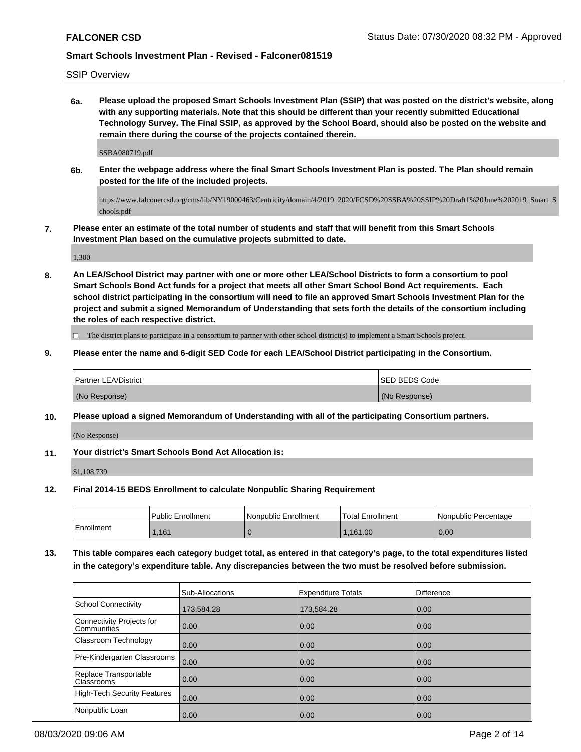SSIP Overview

**6a. Please upload the proposed Smart Schools Investment Plan (SSIP) that was posted on the district's website, along with any supporting materials. Note that this should be different than your recently submitted Educational Technology Survey. The Final SSIP, as approved by the School Board, should also be posted on the website and remain there during the course of the projects contained therein.**

SSBA080719.pdf

**6b. Enter the webpage address where the final Smart Schools Investment Plan is posted. The Plan should remain posted for the life of the included projects.**

https://www.falconercsd.org/cms/lib/NY19000463/Centricity/domain/4/2019_2020/FCSD%20SSBA%20SSIP%20Draft1%20June%202019_Smart_Schools.pdf

**7. Please enter an estimate of the total number of students and staff that will benefit from this Smart Schools Investment Plan based on the cumulative projects submitted to date.**

1,300

**8. An LEA/School District may partner with one or more other LEA/School Districts to form a consortium to pool Smart Schools Bond Act funds for a project that meets all other Smart School Bond Act requirements. Each school district participating in the consortium will need to file an approved Smart Schools Investment Plan for the project and submit a signed Memorandum of Understanding that sets forth the details of the consortium including the roles of each respective district.**

☐ The district plans to participate in a consortium to partner with other school district(s) to implement a Smart Schools project.

**9. Please enter the name and 6-digit SED Code for each LEA/School District participating in the Consortium.**

| Partner LEA/District | SED BEDS Code |
|---|---|
| (No Response) | (No Response) |

**10. Please upload a signed Memorandum of Understanding with all of the participating Consortium partners.**

(No Response)

**11. Your district's Smart Schools Bond Act Allocation is:**

$1,108,739

**12. Final 2014-15 BEDS Enrollment to calculate Nonpublic Sharing Requirement**

| | Public Enrollment | Nonpublic Enrollment | Total Enrollment | Nonpublic Percentage |
|---|---|---|---|---|
| Enrollment | 1,161 | 0 | 1,161.00 | 0.00 |

**13. This table compares each category budget total, as entered in that category's page, to the total expenditures listed in the category's expenditure table. Any discrepancies between the two must be resolved before submission.**

| | Sub-Allocations | Expenditure Totals | Difference |
|---|---|---|---|
| School Connectivity | 173,584.28 | 173,584.28 | 0.00 |
| Connectivity Projects for Communities | 0.00 | 0.00 | 0.00 |
| Classroom Technology | 0.00 | 0.00 | 0.00 |
| Pre-Kindergarten Classrooms | 0.00 | 0.00 | 0.00 |
| Replace Transportable Classrooms | 0.00 | 0.00 | 0.00 |
| High-Tech Security Features | 0.00 | 0.00 | 0.00 |
| Nonpublic Loan | 0.00 | 0.00 | 0.00 |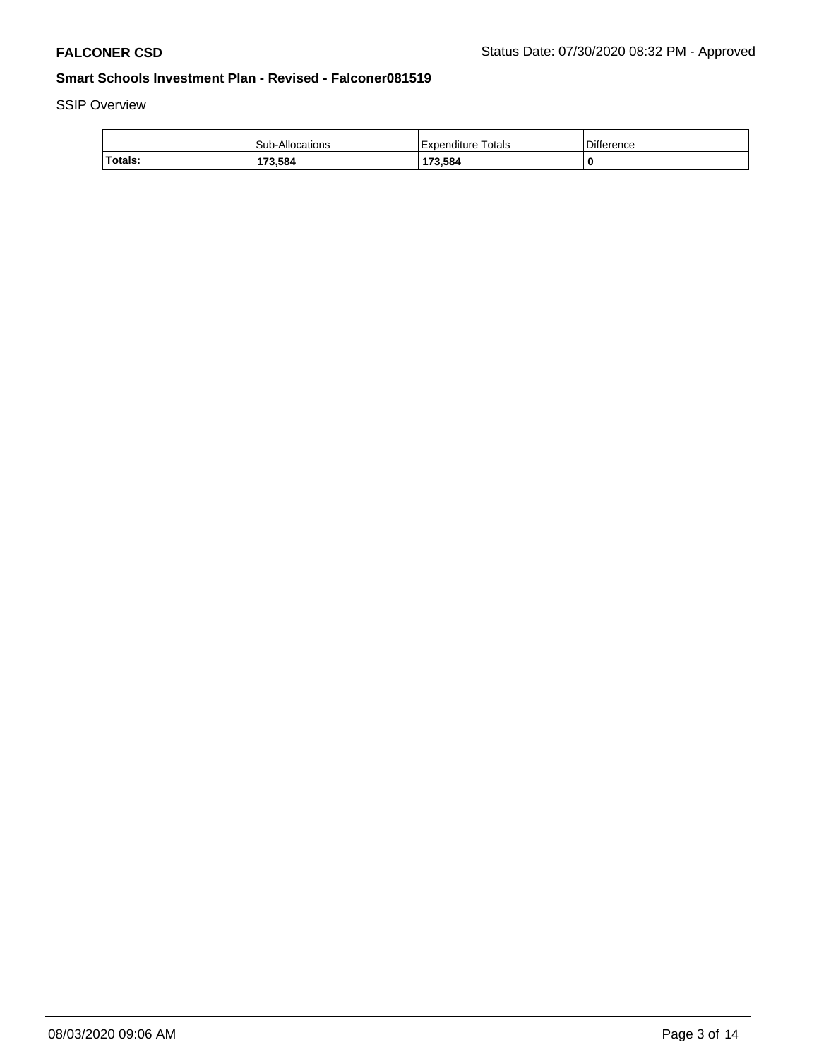SSIP Overview

| | Sub-Allocations | Expenditure Totals | Difference |
|---|---|---|---|
| **Totals:** | **173,584** | **173,584** | **0** |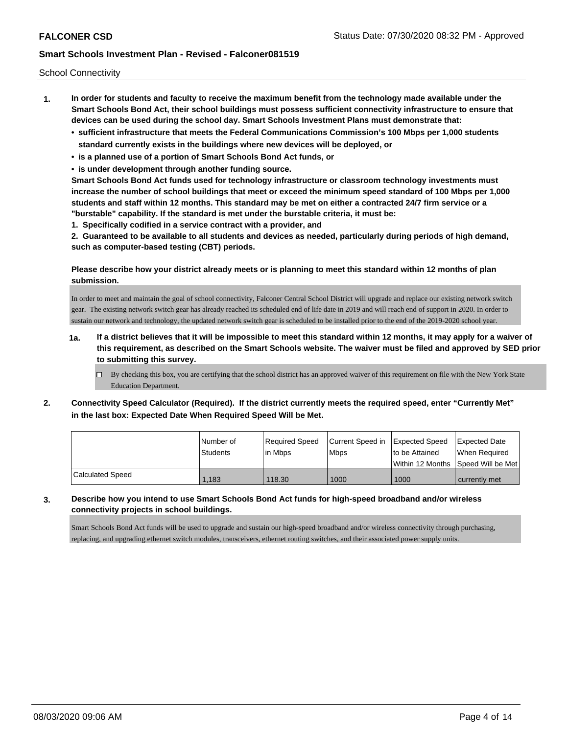School Connectivity

1. **In order for students and faculty to receive the maximum benefit from the technology made available under the Smart Schools Bond Act, their school buildings must possess sufficient connectivity infrastructure to ensure that devices can be used during the school day. Smart Schools Investment Plans must demonstrate that:**
   - **sufficient infrastructure that meets the Federal Communications Commission's 100 Mbps per 1,000 students standard currently exists in the buildings where new devices will be deployed, or**
   - **is a planned use of a portion of Smart Schools Bond Act funds, or**
   - **is under development through another funding source.**

   **Smart Schools Bond Act funds used for technology infrastructure or classroom technology investments must increase the number of school buildings that meet or exceed the minimum speed standard of 100 Mbps per 1,000 students and staff within 12 months. This standard may be met on either a contracted 24/7 firm service or a "burstable" capability. If the standard is met under the burstable criteria, it must be:**

   **1. Specifically codified in a service contract with a provider, and**

   **2. Guaranteed to be available to all students and devices as needed, particularly during periods of high demand, such as computer-based testing (CBT) periods.**

   **Please describe how your district already meets or is planning to meet this standard within 12 months of plan submission.**

   In order to meet and maintain the goal of school connectivity, Falconer Central School District will upgrade and replace our existing network switch gear. The existing network switch gear has already reached its scheduled end of life date in 2019 and will reach end of support in 2020. In order to sustain our network and technology, the updated network switch gear is scheduled to be installed prior to the end of the 2019-2020 school year.

   **1a. If a district believes that it will be impossible to meet this standard within 12 months, it may apply for a waiver of this requirement, as described on the Smart Schools website. The waiver must be filed and approved by SED prior to submitting this survey.**

   ☐ By checking this box, you are certifying that the school district has an approved waiver of this requirement on file with the New York State Education Department.

2. **Connectivity Speed Calculator (Required). If the district currently meets the required speed, enter "Currently Met" in the last box: Expected Date When Required Speed Will be Met.**

| | Number of Students | Required Speed in Mbps | Current Speed in Mbps | Expected Speed to be Attained Within 12 Months | Expected Date When Required Speed Will be Met |
|---|---|---|---|---|---|
| Calculated Speed | 1,183 | 118.30 | 1000 | 1000 | currently met |

3. **Describe how you intend to use Smart Schools Bond Act funds for high-speed broadband and/or wireless connectivity projects in school buildings.**

   Smart Schools Bond Act funds will be used to upgrade and sustain our high-speed broadband and/or wireless connectivity through purchasing, replacing, and upgrading ethernet switch modules, transceivers, ethernet routing switches, and their associated power supply units.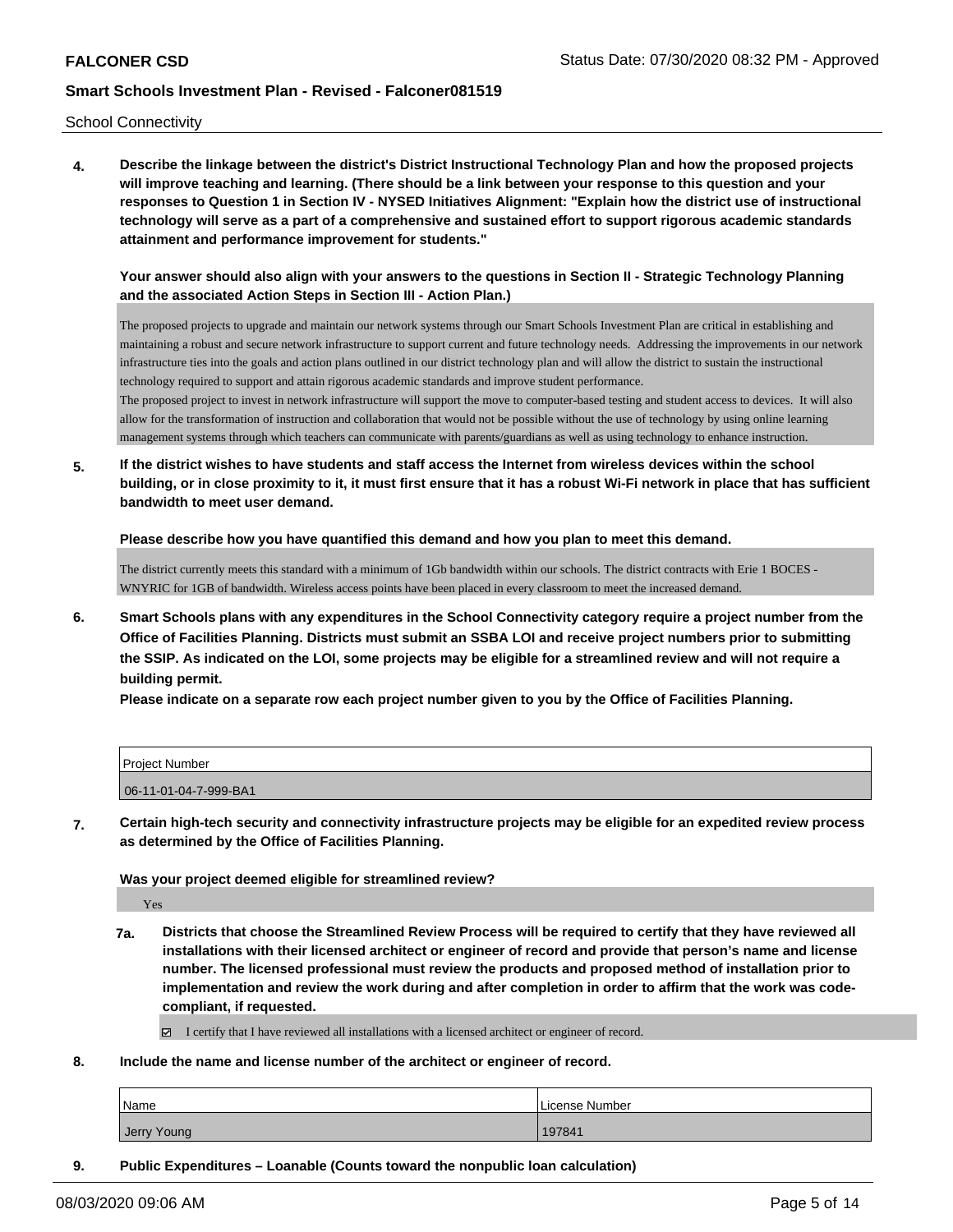School Connectivity

**4. Describe the linkage between the district's District Instructional Technology Plan and how the proposed projects will improve teaching and learning. (There should be a link between your response to this question and your responses to Question 1 in Section IV - NYSED Initiatives Alignment: "Explain how the district use of instructional technology will serve as a part of a comprehensive and sustained effort to support rigorous academic standards attainment and performance improvement for students."**

**Your answer should also align with your answers to the questions in Section II - Strategic Technology Planning and the associated Action Steps in Section III - Action Plan.)**

The proposed projects to upgrade and maintain our network systems through our Smart Schools Investment Plan are critical in establishing and maintaining a robust and secure network infrastructure to support current and future technology needs. Addressing the improvements in our network infrastructure ties into the goals and action plans outlined in our district technology plan and will allow the district to sustain the instructional technology required to support and attain rigorous academic standards and improve student performance.
The proposed project to invest in network infrastructure will support the move to computer-based testing and student access to devices. It will also allow for the transformation of instruction and collaboration that would not be possible without the use of technology by using online learning management systems through which teachers can communicate with parents/guardians as well as using technology to enhance instruction.

**5. If the district wishes to have students and staff access the Internet from wireless devices within the school building, or in close proximity to it, it must first ensure that it has a robust Wi-Fi network in place that has sufficient bandwidth to meet user demand.**

**Please describe how you have quantified this demand and how you plan to meet this demand.**

The district currently meets this standard with a minimum of 1Gb bandwidth within our schools. The district contracts with Erie 1 BOCES - WNYRIC for 1GB of bandwidth. Wireless access points have been placed in every classroom to meet the increased demand.

**6. Smart Schools plans with any expenditures in the School Connectivity category require a project number from the Office of Facilities Planning. Districts must submit an SSBA LOI and receive project numbers prior to submitting the SSIP. As indicated on the LOI, some projects may be eligible for a streamlined review and will not require a building permit.**
**Please indicate on a separate row each project number given to you by the Office of Facilities Planning.**

| Project Number |
|---|
| 06-11-01-04-7-999-BA1 |

**7. Certain high-tech security and connectivity infrastructure projects may be eligible for an expedited review process as determined by the Office of Facilities Planning.**

**Was your project deemed eligible for streamlined review?**

Yes

**7a. Districts that choose the Streamlined Review Process will be required to certify that they have reviewed all installations with their licensed architect or engineer of record and provide that person's name and license number. The licensed professional must review the products and proposed method of installation prior to implementation and review the work during and after completion in order to affirm that the work was code-compliant, if requested.**

☑ I certify that I have reviewed all installations with a licensed architect or engineer of record.

**8. Include the name and license number of the architect or engineer of record.**

| Name | License Number |
|---|---|
| Jerry Young | 197841 |

**9. Public Expenditures – Loanable (Counts toward the nonpublic loan calculation)**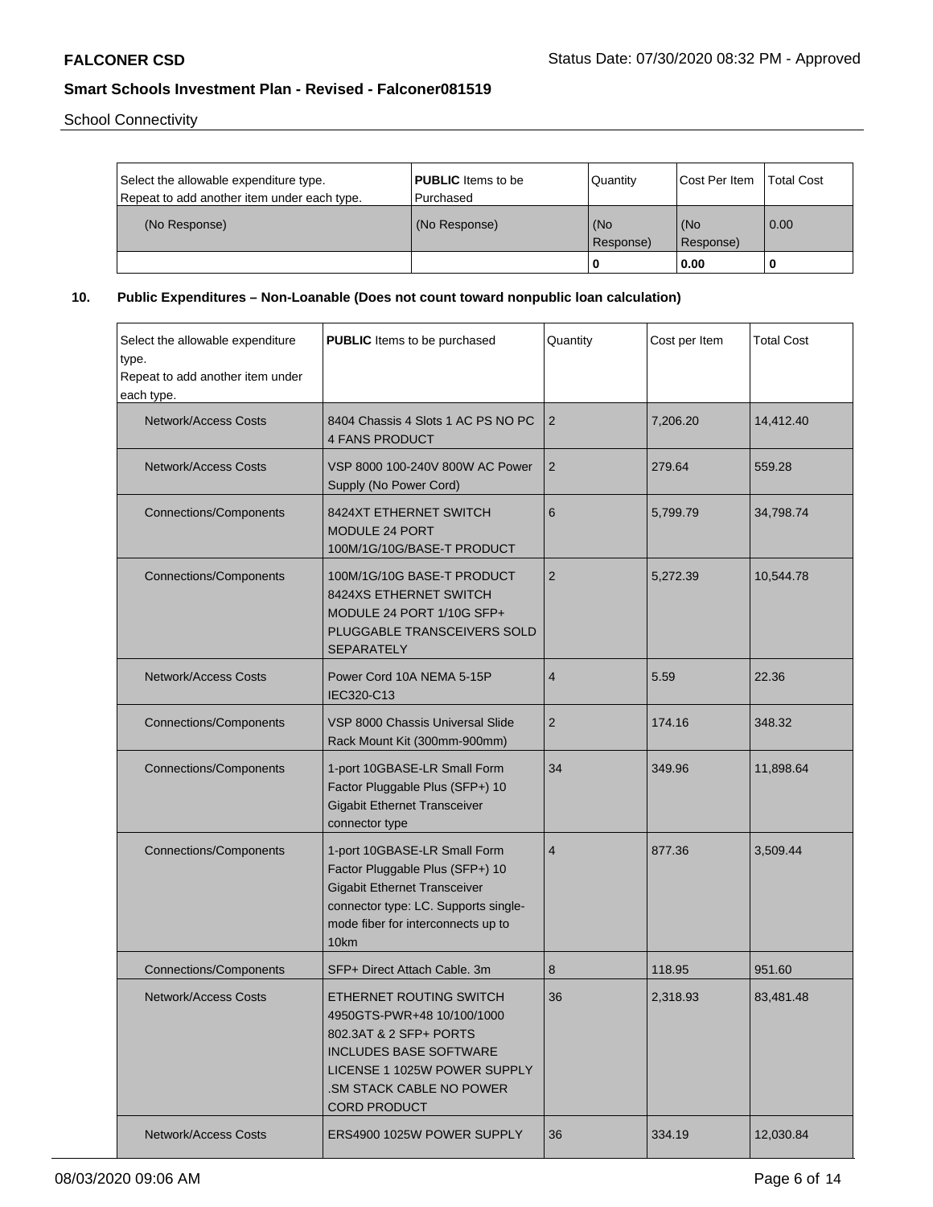**FALCONER CSD**

**Smart Schools Investment Plan - Revised - Falconer081519**

School Connectivity

| Select the allowable expenditure type. Repeat to add another item under each type. | **PUBLIC** Items to be Purchased | Quantity | Cost Per Item | Total Cost |
|---|---|---|---|---|
| (No Response) | (No Response) | (No Response) | (No Response) | 0.00 |
| | | **0** | **0.00** | **0** |

**10. Public Expenditures – Non-Loanable (Does not count toward nonpublic loan calculation)**

| Select the allowable expenditure type. Repeat to add another item under each type. | **PUBLIC** Items to be purchased | Quantity | Cost per Item | Total Cost |
|---|---|---|---|---|
| Network/Access Costs | 8404 Chassis 4 Slots 1 AC PS NO PC 4 FANS PRODUCT | 2 | 7,206.20 | 14,412.40 |
| Network/Access Costs | VSP 8000 100-240V 800W AC Power Supply (No Power Cord) | 2 | 279.64 | 559.28 |
| Connections/Components | 8424XT ETHERNET SWITCH MODULE 24 PORT 100M/1G/10G/BASE-T PRODUCT | 6 | 5,799.79 | 34,798.74 |
| Connections/Components | 100M/1G/10G BASE-T PRODUCT 8424XS ETHERNET SWITCH MODULE 24 PORT 1/10G SFP+ PLUGGABLE TRANSCEIVERS SOLD SEPARATELY | 2 | 5,272.39 | 10,544.78 |
| Network/Access Costs | Power Cord 10A NEMA 5-15P IEC320-C13 | 4 | 5.59 | 22.36 |
| Connections/Components | VSP 8000 Chassis Universal Slide Rack Mount Kit (300mm-900mm) | 2 | 174.16 | 348.32 |
| Connections/Components | 1-port 10GBASE-LR Small Form Factor Pluggable Plus (SFP+) 10 Gigabit Ethernet Transceiver connector type | 34 | 349.96 | 11,898.64 |
| Connections/Components | 1-port 10GBASE-LR Small Form Factor Pluggable Plus (SFP+) 10 Gigabit Ethernet Transceiver connector type: LC. Supports single-mode fiber for interconnects up to 10km | 4 | 877.36 | 3,509.44 |
| Connections/Components | SFP+ Direct Attach Cable. 3m | 8 | 118.95 | 951.60 |
| Network/Access Costs | ETHERNET ROUTING SWITCH 4950GTS-PWR+48 10/100/1000 802.3AT & 2 SFP+ PORTS INCLUDES BASE SOFTWARE LICENSE 1 1025W POWER SUPPLY .SM STACK CABLE NO POWER CORD PRODUCT | 36 | 2,318.93 | 83,481.48 |
| Network/Access Costs | ERS4900 1025W POWER SUPPLY | 36 | 334.19 | 12,030.84 |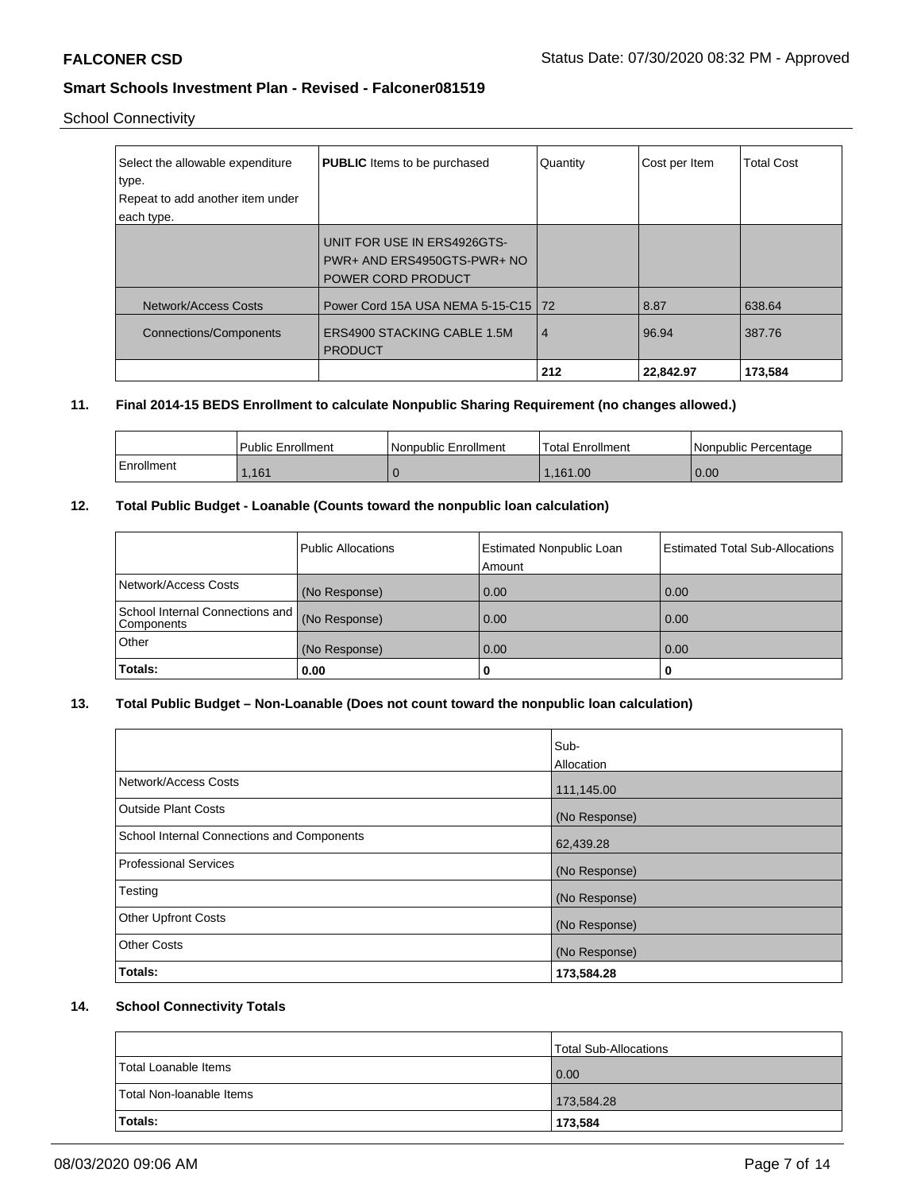School Connectivity

| Select the allowable expenditure type.<br>Repeat to add another item under each type. | **PUBLIC** Items to be purchased | Quantity | Cost per Item | Total Cost |
|---|---|---|---|---|
| | UNIT FOR USE IN ERS4926GTS-PWR+ AND ERS4950GTS-PWR+ NO POWER CORD PRODUCT | | | |
| Network/Access Costs | Power Cord 15A USA NEMA 5-15-C15 | 72 | 8.87 | 638.64 |
| Connections/Components | ERS4900 STACKING CABLE 1.5M PRODUCT | 4 | 96.94 | 387.76 |
| | | **212** | **22,842.97** | **173,584** |

**11. Final 2014-15 BEDS Enrollment to calculate Nonpublic Sharing Requirement (no changes allowed.)**

| | Public Enrollment | Nonpublic Enrollment | Total Enrollment | Nonpublic Percentage |
|---|---|---|---|---|
| Enrollment | 1,161 | 0 | 1,161.00 | 0.00 |

**12. Total Public Budget - Loanable (Counts toward the nonpublic loan calculation)**

| | Public Allocations | Estimated Nonpublic Loan Amount | Estimated Total Sub-Allocations |
|---|---|---|---|
| Network/Access Costs | (No Response) | 0.00 | 0.00 |
| School Internal Connections and Components | (No Response) | 0.00 | 0.00 |
| Other | (No Response) | 0.00 | 0.00 |
| **Totals:** | **0.00** | **0** | **0** |

**13. Total Public Budget – Non-Loanable (Does not count toward the nonpublic loan calculation)**

| | Sub-Allocation |
|---|---|
| Network/Access Costs | 111,145.00 |
| Outside Plant Costs | (No Response) |
| School Internal Connections and Components | 62,439.28 |
| Professional Services | (No Response) |
| Testing | (No Response) |
| Other Upfront Costs | (No Response) |
| Other Costs | (No Response) |
| **Totals:** | **173,584.28** |

**14. School Connectivity Totals**

| | Total Sub-Allocations |
|---|---|
| Total Loanable Items | 0.00 |
| Total Non-loanable Items | 173,584.28 |
| **Totals:** | **173,584** |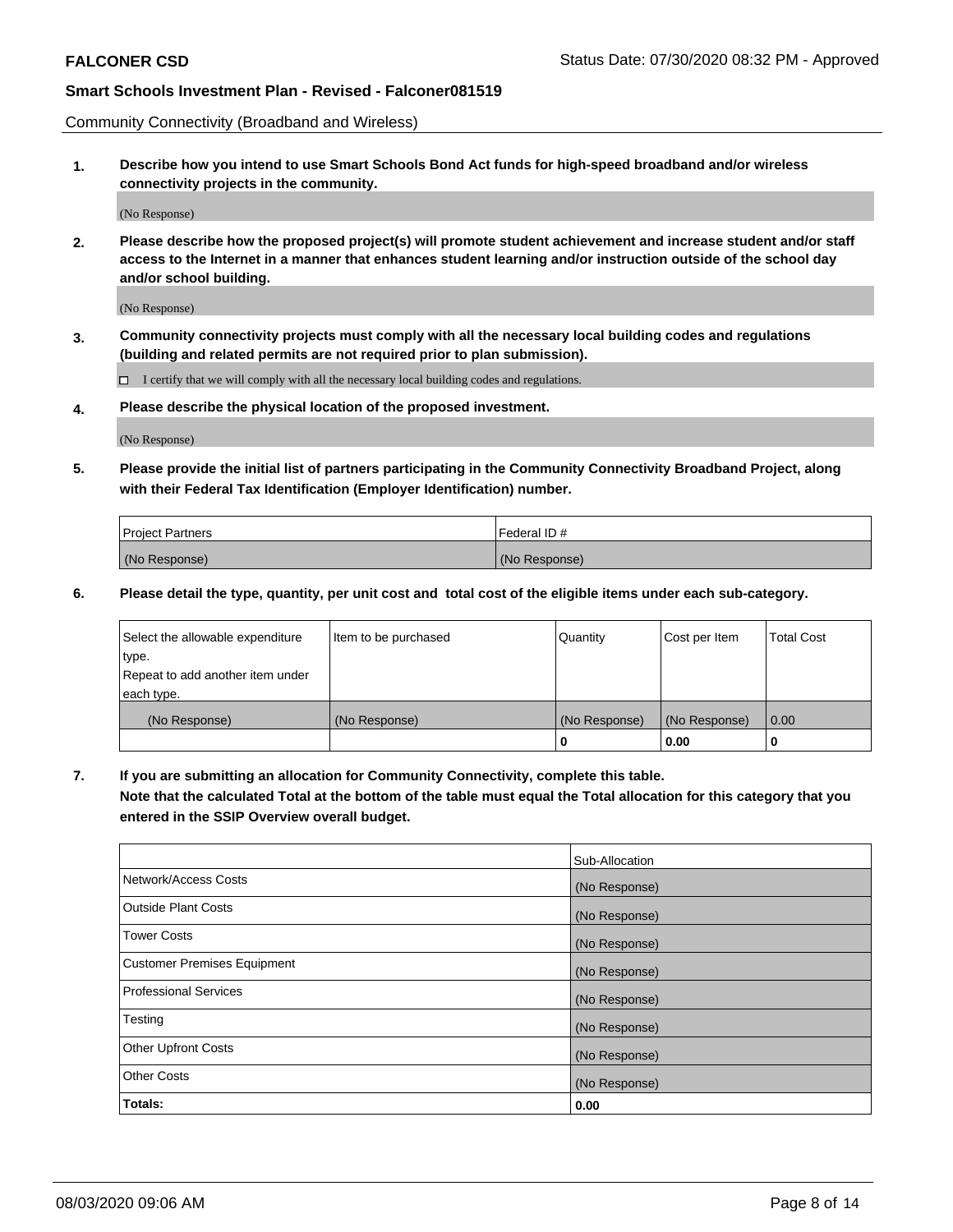Community Connectivity (Broadband and Wireless)

**1. Describe how you intend to use Smart Schools Bond Act funds for high-speed broadband and/or wireless connectivity projects in the community.**

(No Response)

**2. Please describe how the proposed project(s) will promote student achievement and increase student and/or staff access to the Internet in a manner that enhances student learning and/or instruction outside of the school day and/or school building.**

(No Response)

**3. Community connectivity projects must comply with all the necessary local building codes and regulations (building and related permits are not required prior to plan submission).**

☐ I certify that we will comply with all the necessary local building codes and regulations.

**4. Please describe the physical location of the proposed investment.**

(No Response)

**5. Please provide the initial list of partners participating in the Community Connectivity Broadband Project, along with their Federal Tax Identification (Employer Identification) number.**

| Project Partners | Federal ID # |
|---|---|
| (No Response) | (No Response) |

**6. Please detail the type, quantity, per unit cost and total cost of the eligible items under each sub-category.**

| Select the allowable expenditure type. Repeat to add another item under each type. | Item to be purchased | Quantity | Cost per Item | Total Cost |
|---|---|---|---|---|
| (No Response) | (No Response) | (No Response) | (No Response) | 0.00 |
| | | **0** | **0.00** | **0** |

**7. If you are submitting an allocation for Community Connectivity, complete this table. Note that the calculated Total at the bottom of the table must equal the Total allocation for this category that you entered in the SSIP Overview overall budget.**

| | Sub-Allocation |
|---|---|
| Network/Access Costs | (No Response) |
| Outside Plant Costs | (No Response) |
| Tower Costs | (No Response) |
| Customer Premises Equipment | (No Response) |
| Professional Services | (No Response) |
| Testing | (No Response) |
| Other Upfront Costs | (No Response) |
| Other Costs | (No Response) |
| **Totals:** | **0.00** |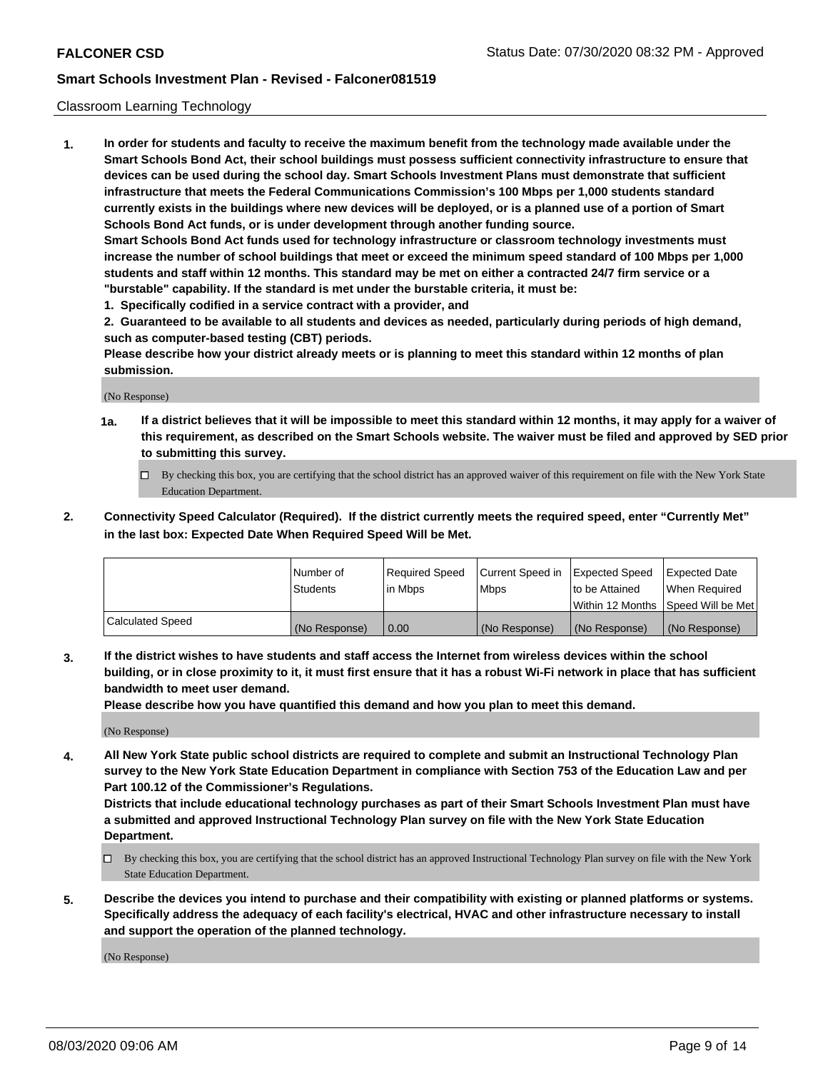Classroom Learning Technology

**1. In order for students and faculty to receive the maximum benefit from the technology made available under the Smart Schools Bond Act, their school buildings must possess sufficient connectivity infrastructure to ensure that devices can be used during the school day. Smart Schools Investment Plans must demonstrate that sufficient infrastructure that meets the Federal Communications Commission's 100 Mbps per 1,000 students standard currently exists in the buildings where new devices will be deployed, or is a planned use of a portion of Smart Schools Bond Act funds, or is under development through another funding source.**

**Smart Schools Bond Act funds used for technology infrastructure or classroom technology investments must increase the number of school buildings that meet or exceed the minimum speed standard of 100 Mbps per 1,000 students and staff within 12 months. This standard may be met on either a contracted 24/7 firm service or a "burstable" capability. If the standard is met under the burstable criteria, it must be:**

**1. Specifically codified in a service contract with a provider, and**

**2. Guaranteed to be available to all students and devices as needed, particularly during periods of high demand, such as computer-based testing (CBT) periods.**

**Please describe how your district already meets or is planning to meet this standard within 12 months of plan submission.**

(No Response)

**1a. If a district believes that it will be impossible to meet this standard within 12 months, it may apply for a waiver of this requirement, as described on the Smart Schools website. The waiver must be filed and approved by SED prior to submitting this survey.**

☐ By checking this box, you are certifying that the school district has an approved waiver of this requirement on file with the New York State Education Department.

**2. Connectivity Speed Calculator (Required). If the district currently meets the required speed, enter "Currently Met" in the last box: Expected Date When Required Speed Will be Met.**

| | Number of Students | Required Speed in Mbps | Current Speed in Mbps | Expected Speed to be Attained Within 12 Months | Expected Date When Required Speed Will be Met |
|---|---|---|---|---|---|
| Calculated Speed | (No Response) | 0.00 | (No Response) | (No Response) | (No Response) |

**3. If the district wishes to have students and staff access the Internet from wireless devices within the school building, or in close proximity to it, it must first ensure that it has a robust Wi-Fi network in place that has sufficient bandwidth to meet user demand.**

**Please describe how you have quantified this demand and how you plan to meet this demand.**

(No Response)

**4. All New York State public school districts are required to complete and submit an Instructional Technology Plan survey to the New York State Education Department in compliance with Section 753 of the Education Law and per Part 100.12 of the Commissioner's Regulations.**

**Districts that include educational technology purchases as part of their Smart Schools Investment Plan must have a submitted and approved Instructional Technology Plan survey on file with the New York State Education Department.**

☐ By checking this box, you are certifying that the school district has an approved Instructional Technology Plan survey on file with the New York State Education Department.

**5. Describe the devices you intend to purchase and their compatibility with existing or planned platforms or systems. Specifically address the adequacy of each facility's electrical, HVAC and other infrastructure necessary to install and support the operation of the planned technology.**

(No Response)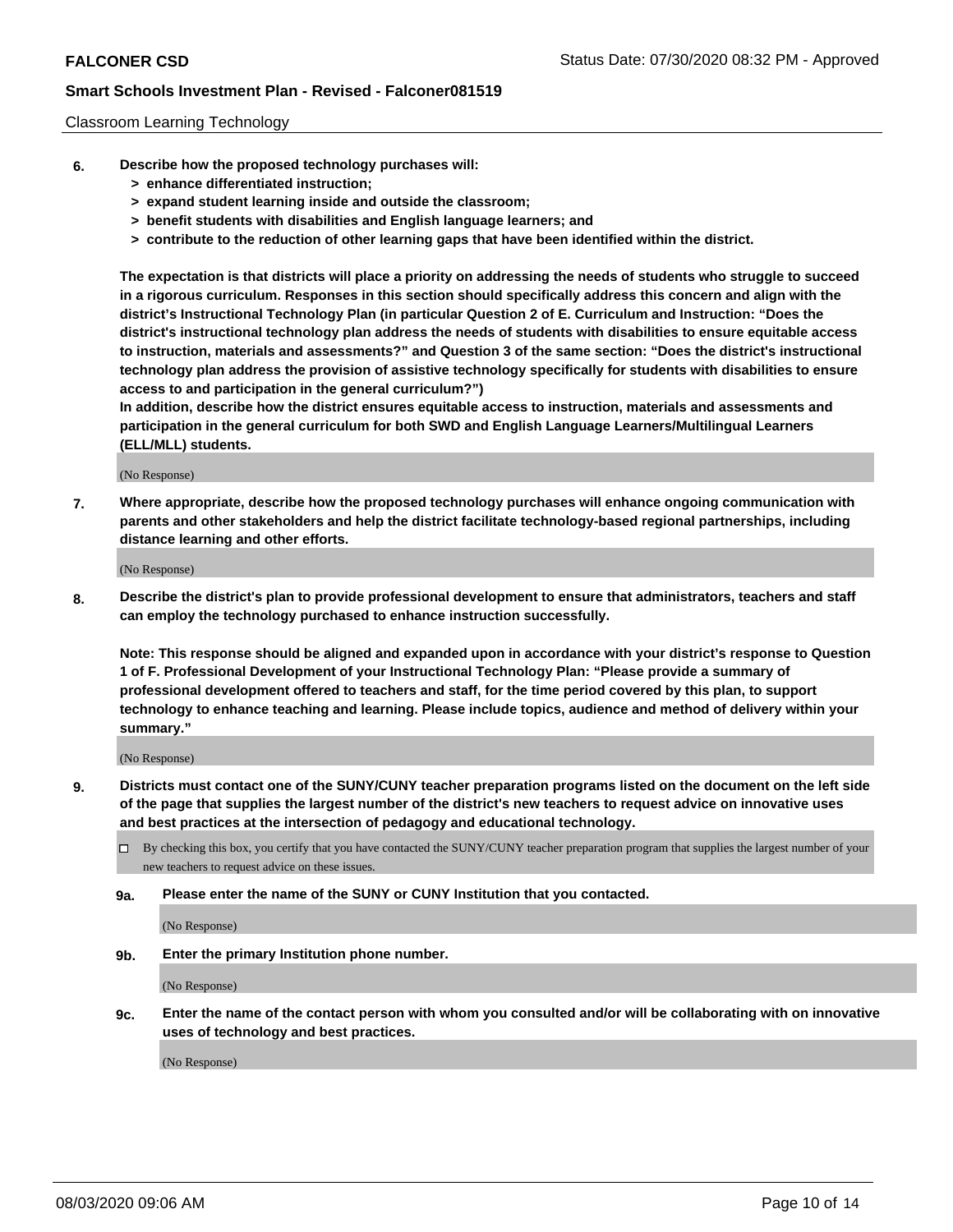Classroom Learning Technology

6. **Describe how the proposed technology purchases will:**
   - **> enhance differentiated instruction;**
   - **> expand student learning inside and outside the classroom;**
   - **> benefit students with disabilities and English language learners; and**
   - **> contribute to the reduction of other learning gaps that have been identified within the district.**

   **The expectation is that districts will place a priority on addressing the needs of students who struggle to succeed in a rigorous curriculum. Responses in this section should specifically address this concern and align with the district's Instructional Technology Plan (in particular Question 2 of E. Curriculum and Instruction: "Does the district's instructional technology plan address the needs of students with disabilities to ensure equitable access to instruction, materials and assessments?" and Question 3 of the same section: "Does the district's instructional technology plan address the provision of assistive technology specifically for students with disabilities to ensure access to and participation in the general curriculum?")**

   **In addition, describe how the district ensures equitable access to instruction, materials and assessments and participation in the general curriculum for both SWD and English Language Learners/Multilingual Learners (ELL/MLL) students.**

   (No Response)

7. **Where appropriate, describe how the proposed technology purchases will enhance ongoing communication with parents and other stakeholders and help the district facilitate technology-based regional partnerships, including distance learning and other efforts.**

   (No Response)

8. **Describe the district's plan to provide professional development to ensure that administrators, teachers and staff can employ the technology purchased to enhance instruction successfully.**

   **Note: This response should be aligned and expanded upon in accordance with your district's response to Question 1 of F. Professional Development of your Instructional Technology Plan: "Please provide a summary of professional development offered to teachers and staff, for the time period covered by this plan, to support technology to enhance teaching and learning. Please include topics, audience and method of delivery within your summary."**

   (No Response)

9. **Districts must contact one of the SUNY/CUNY teacher preparation programs listed on the document on the left side of the page that supplies the largest number of the district's new teachers to request advice on innovative uses and best practices at the intersection of pedagogy and educational technology.**

   ☐ By checking this box, you certify that you have contacted the SUNY/CUNY teacher preparation program that supplies the largest number of your new teachers to request advice on these issues.

   **9a. Please enter the name of the SUNY or CUNY Institution that you contacted.**

   (No Response)

   **9b. Enter the primary Institution phone number.**

   (No Response)

   **9c. Enter the name of the contact person with whom you consulted and/or will be collaborating with on innovative uses of technology and best practices.**

   (No Response)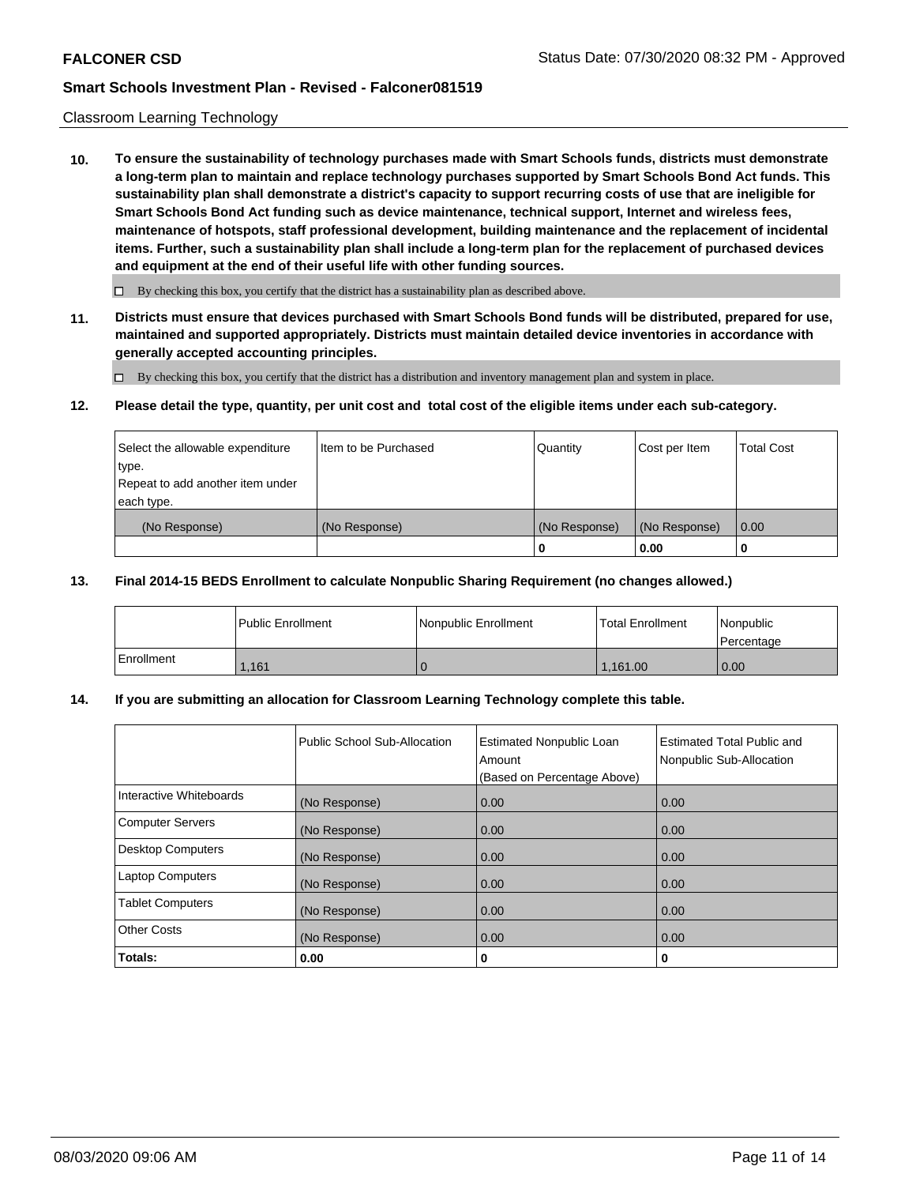Classroom Learning Technology

**10. To ensure the sustainability of technology purchases made with Smart Schools funds, districts must demonstrate a long-term plan to maintain and replace technology purchases supported by Smart Schools Bond Act funds. This sustainability plan shall demonstrate a district's capacity to support recurring costs of use that are ineligible for Smart Schools Bond Act funding such as device maintenance, technical support, Internet and wireless fees, maintenance of hotspots, staff professional development, building maintenance and the replacement of incidental items. Further, such a sustainability plan shall include a long-term plan for the replacement of purchased devices and equipment at the end of their useful life with other funding sources.**

☐ By checking this box, you certify that the district has a sustainability plan as described above.

**11. Districts must ensure that devices purchased with Smart Schools Bond funds will be distributed, prepared for use, maintained and supported appropriately. Districts must maintain detailed device inventories in accordance with generally accepted accounting principles.**

☐ By checking this box, you certify that the district has a distribution and inventory management plan and system in place.

**12. Please detail the type, quantity, per unit cost and total cost of the eligible items under each sub-category.**

| Select the allowable expenditure type. Repeat to add another item under each type. | Item to be Purchased | Quantity | Cost per Item | Total Cost |
|---|---|---|---|---|
| (No Response) | (No Response) | (No Response) | (No Response) | 0.00 |
| | | **0** | **0.00** | **0** |

**13. Final 2014-15 BEDS Enrollment to calculate Nonpublic Sharing Requirement (no changes allowed.)**

| | Public Enrollment | Nonpublic Enrollment | Total Enrollment | Nonpublic Percentage |
|---|---|---|---|---|
| Enrollment | 1,161 | 0 | 1,161.00 | 0.00 |

**14. If you are submitting an allocation for Classroom Learning Technology complete this table.**

| | Public School Sub-Allocation | Estimated Nonpublic Loan Amount (Based on Percentage Above) | Estimated Total Public and Nonpublic Sub-Allocation |
|---|---|---|---|
| Interactive Whiteboards | (No Response) | 0.00 | 0.00 |
| Computer Servers | (No Response) | 0.00 | 0.00 |
| Desktop Computers | (No Response) | 0.00 | 0.00 |
| Laptop Computers | (No Response) | 0.00 | 0.00 |
| Tablet Computers | (No Response) | 0.00 | 0.00 |
| Other Costs | (No Response) | 0.00 | 0.00 |
| **Totals:** | **0.00** | **0** | **0** |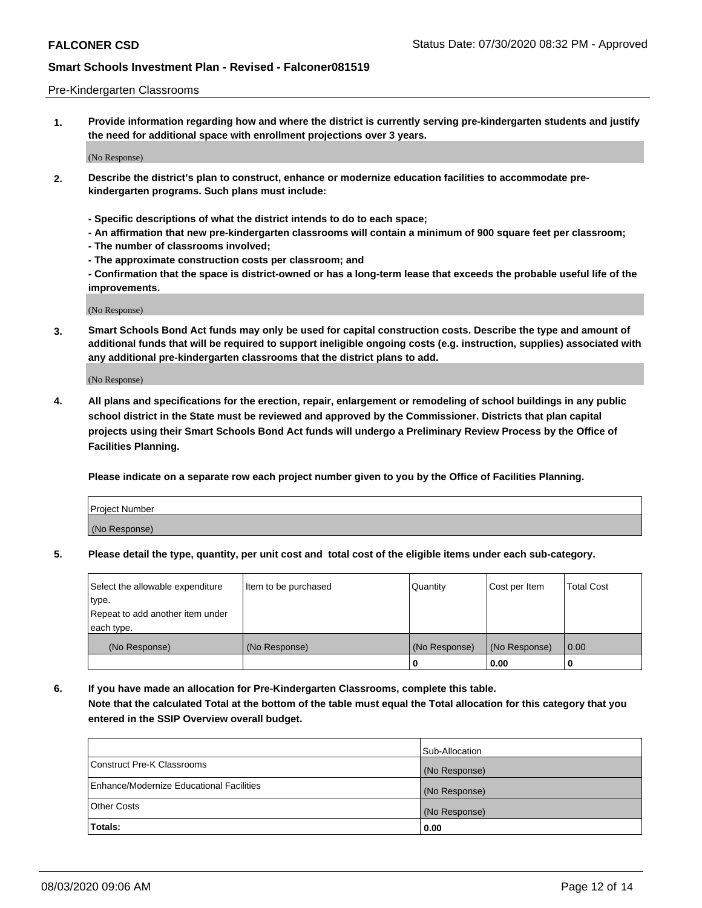Pre-Kindergarten Classrooms

**1. Provide information regarding how and where the district is currently serving pre-kindergarten students and justify the need for additional space with enrollment projections over 3 years.**

(No Response)

**2. Describe the district's plan to construct, enhance or modernize education facilities to accommodate pre-kindergarten programs. Such plans must include:**

**- Specific descriptions of what the district intends to do to each space;**
**- An affirmation that new pre-kindergarten classrooms will contain a minimum of 900 square feet per classroom;**
**- The number of classrooms involved;**
**- The approximate construction costs per classroom; and**
**- Confirmation that the space is district-owned or has a long-term lease that exceeds the probable useful life of the improvements.**

(No Response)

**3. Smart Schools Bond Act funds may only be used for capital construction costs. Describe the type and amount of additional funds that will be required to support ineligible ongoing costs (e.g. instruction, supplies) associated with any additional pre-kindergarten classrooms that the district plans to add.**

(No Response)

**4. All plans and specifications for the erection, repair, enlargement or remodeling of school buildings in any public school district in the State must be reviewed and approved by the Commissioner. Districts that plan capital projects using their Smart Schools Bond Act funds will undergo a Preliminary Review Process by the Office of Facilities Planning.**

**Please indicate on a separate row each project number given to you by the Office of Facilities Planning.**

| Project Number |
|---|
| (No Response) |

**5. Please detail the type, quantity, per unit cost and total cost of the eligible items under each sub-category.**

| Select the allowable expenditure type. Repeat to add another item under each type. | Item to be purchased | Quantity | Cost per Item | Total Cost |
|---|---|---|---|---|
| (No Response) | (No Response) | (No Response) | (No Response) | 0.00 |
| | | 0 | 0.00 | 0 |

**6. If you have made an allocation for Pre-Kindergarten Classrooms, complete this table. Note that the calculated Total at the bottom of the table must equal the Total allocation for this category that you entered in the SSIP Overview overall budget.**

| | Sub-Allocation |
|---|---|
| Construct Pre-K Classrooms | (No Response) |
| Enhance/Modernize Educational Facilities | (No Response) |
| Other Costs | (No Response) |
| **Totals:** | **0.00** |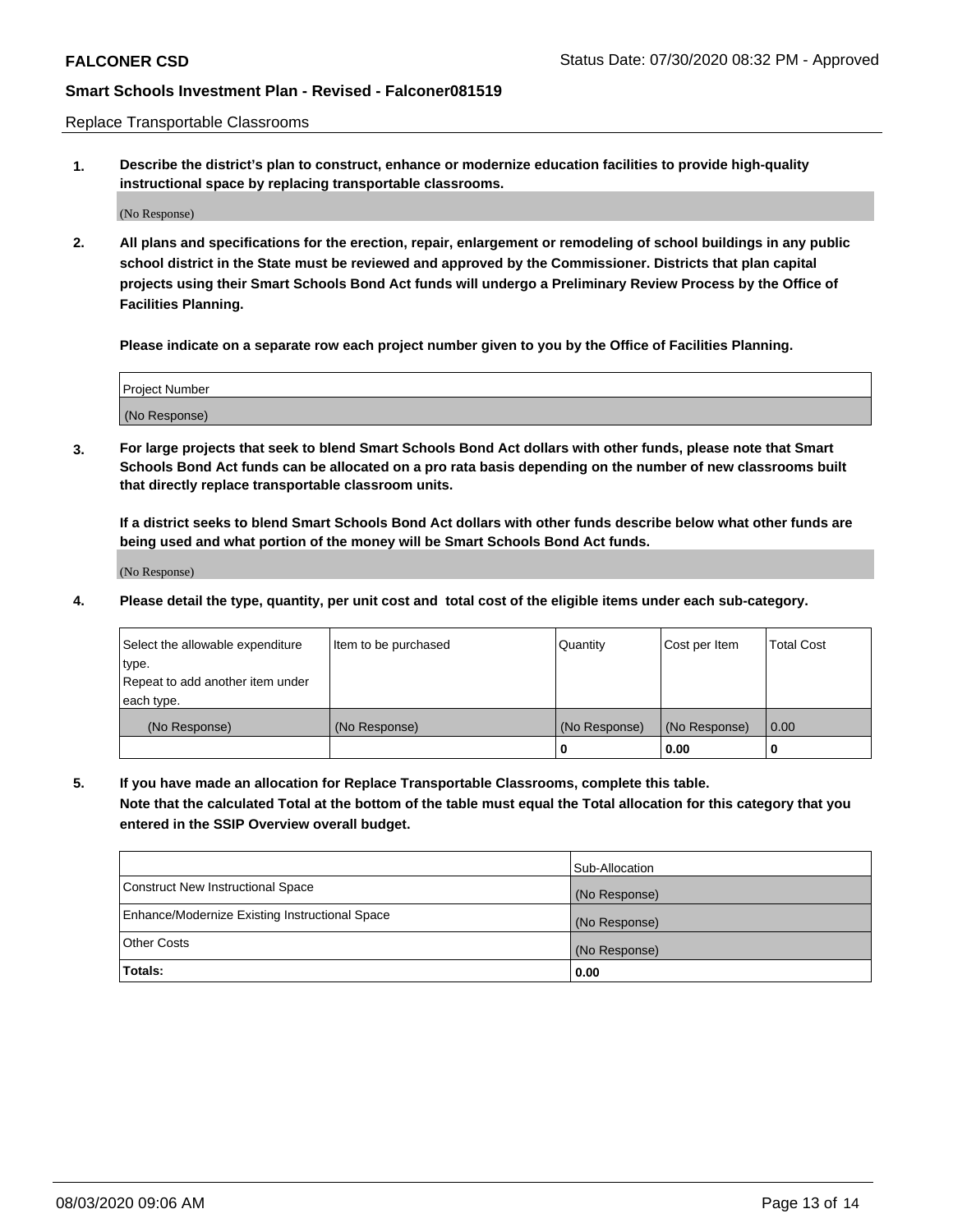Replace Transportable Classrooms

**1. Describe the district's plan to construct, enhance or modernize education facilities to provide high-quality instructional space by replacing transportable classrooms.**

(No Response)

**2. All plans and specifications for the erection, repair, enlargement or remodeling of school buildings in any public school district in the State must be reviewed and approved by the Commissioner. Districts that plan capital projects using their Smart Schools Bond Act funds will undergo a Preliminary Review Process by the Office of Facilities Planning.**

**Please indicate on a separate row each project number given to you by the Office of Facilities Planning.**

| Project Number |
|---|
| (No Response) |

**3. For large projects that seek to blend Smart Schools Bond Act dollars with other funds, please note that Smart Schools Bond Act funds can be allocated on a pro rata basis depending on the number of new classrooms built that directly replace transportable classroom units.**

**If a district seeks to blend Smart Schools Bond Act dollars with other funds describe below what other funds are being used and what portion of the money will be Smart Schools Bond Act funds.**

(No Response)

**4. Please detail the type, quantity, per unit cost and total cost of the eligible items under each sub-category.**

| Select the allowable expenditure type. Repeat to add another item under each type. | Item to be purchased | Quantity | Cost per Item | Total Cost |
|---|---|---|---|---|
| (No Response) | (No Response) | (No Response) | (No Response) | 0.00 |
| | | 0 | 0.00 | 0 |

**5. If you have made an allocation for Replace Transportable Classrooms, complete this table. Note that the calculated Total at the bottom of the table must equal the Total allocation for this category that you entered in the SSIP Overview overall budget.**

| | Sub-Allocation |
|---|---|
| Construct New Instructional Space | (No Response) |
| Enhance/Modernize Existing Instructional Space | (No Response) |
| Other Costs | (No Response) |
| **Totals:** | **0.00** |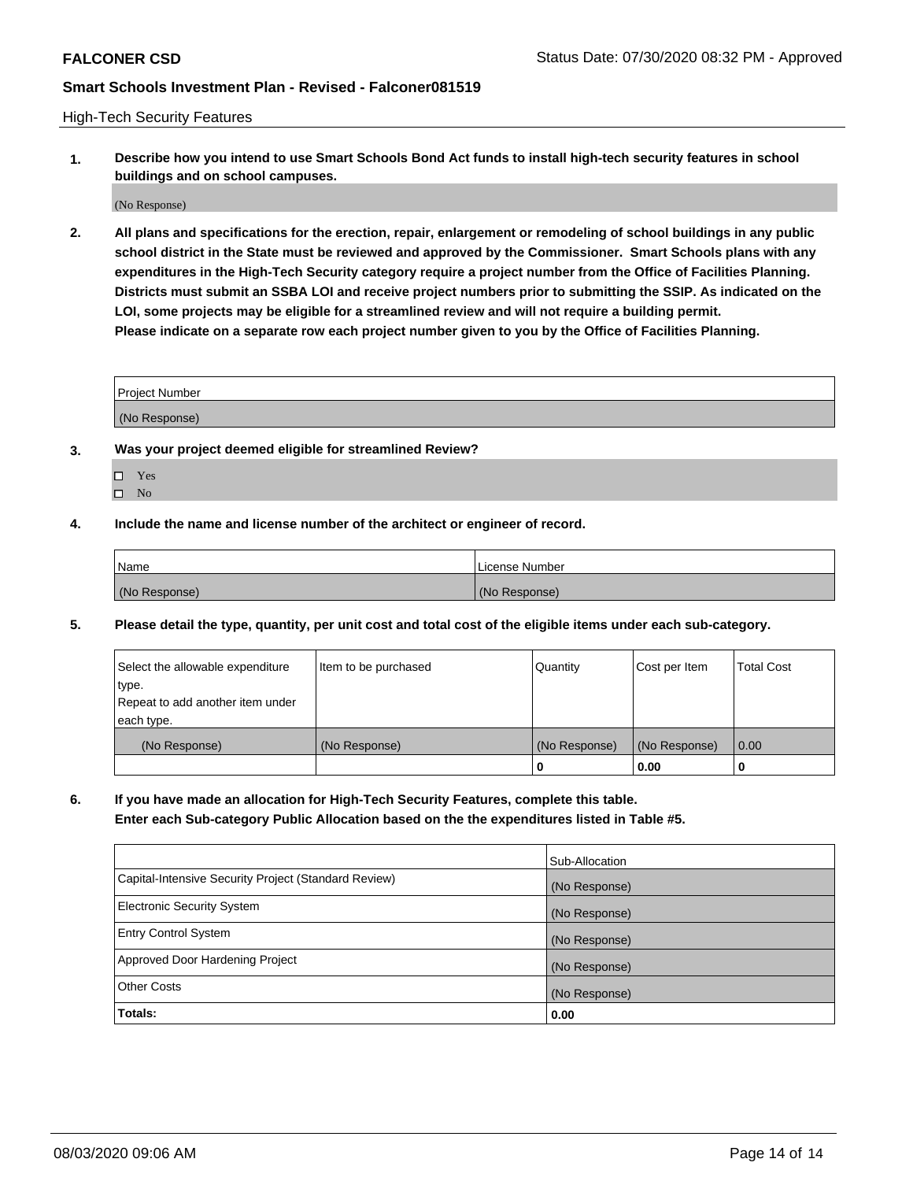High-Tech Security Features

**1. Describe how you intend to use Smart Schools Bond Act funds to install high-tech security features in school buildings and on school campuses.**

(No Response)

**2. All plans and specifications for the erection, repair, enlargement or remodeling of school buildings in any public school district in the State must be reviewed and approved by the Commissioner. Smart Schools plans with any expenditures in the High-Tech Security category require a project number from the Office of Facilities Planning. Districts must submit an SSBA LOI and receive project numbers prior to submitting the SSIP. As indicated on the LOI, some projects may be eligible for a streamlined review and will not require a building permit. Please indicate on a separate row each project number given to you by the Office of Facilities Planning.**

| Project Number |
|---|
| (No Response) |

**3. Was your project deemed eligible for streamlined Review?**

- ☐ Yes
- ☐ No

**4. Include the name and license number of the architect or engineer of record.**

| Name | License Number |
|---|---|
| (No Response) | (No Response) |

**5. Please detail the type, quantity, per unit cost and total cost of the eligible items under each sub-category.**

| Select the allowable expenditure type. Repeat to add another item under each type. | Item to be purchased | Quantity | Cost per Item | Total Cost |
|---|---|---|---|---|
| (No Response) | (No Response) | (No Response) | (No Response) | 0.00 |
| | | 0 | 0.00 | 0 |

**6. If you have made an allocation for High-Tech Security Features, complete this table. Enter each Sub-category Public Allocation based on the the expenditures listed in Table #5.**

| | Sub-Allocation |
|---|---|
| Capital-Intensive Security Project (Standard Review) | (No Response) |
| Electronic Security System | (No Response) |
| Entry Control System | (No Response) |
| Approved Door Hardening Project | (No Response) |
| Other Costs | (No Response) |
| **Totals:** | **0.00** |